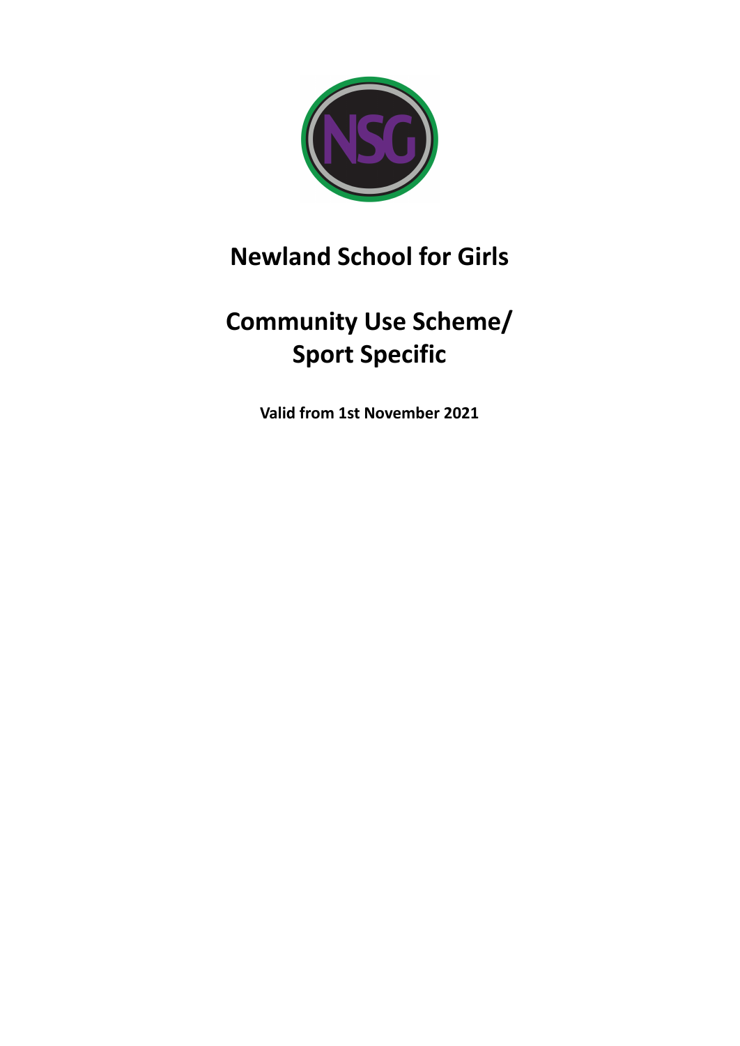# Newland School for Girls

## Community Use Scheme/ Sport Specific

**Valid from 1st November 2021**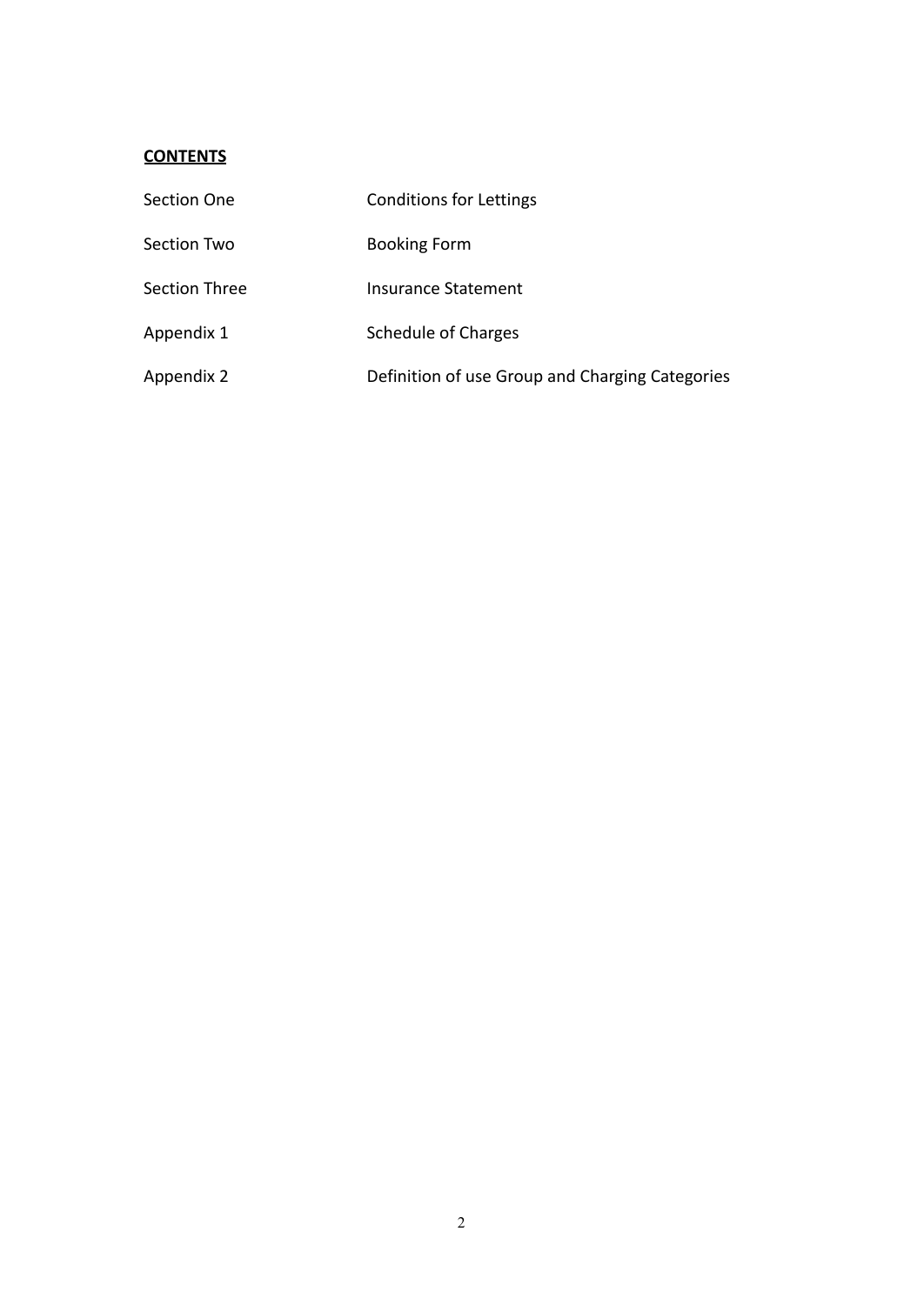**CONTENTS**

| | |
|---|---|
| Section One | Conditions for Lettings |
| Section Two | Booking Form |
| Section Three | Insurance Statement |
| Appendix 1 | Schedule of Charges |
| Appendix 2 | Definition of use Group and Charging Categories |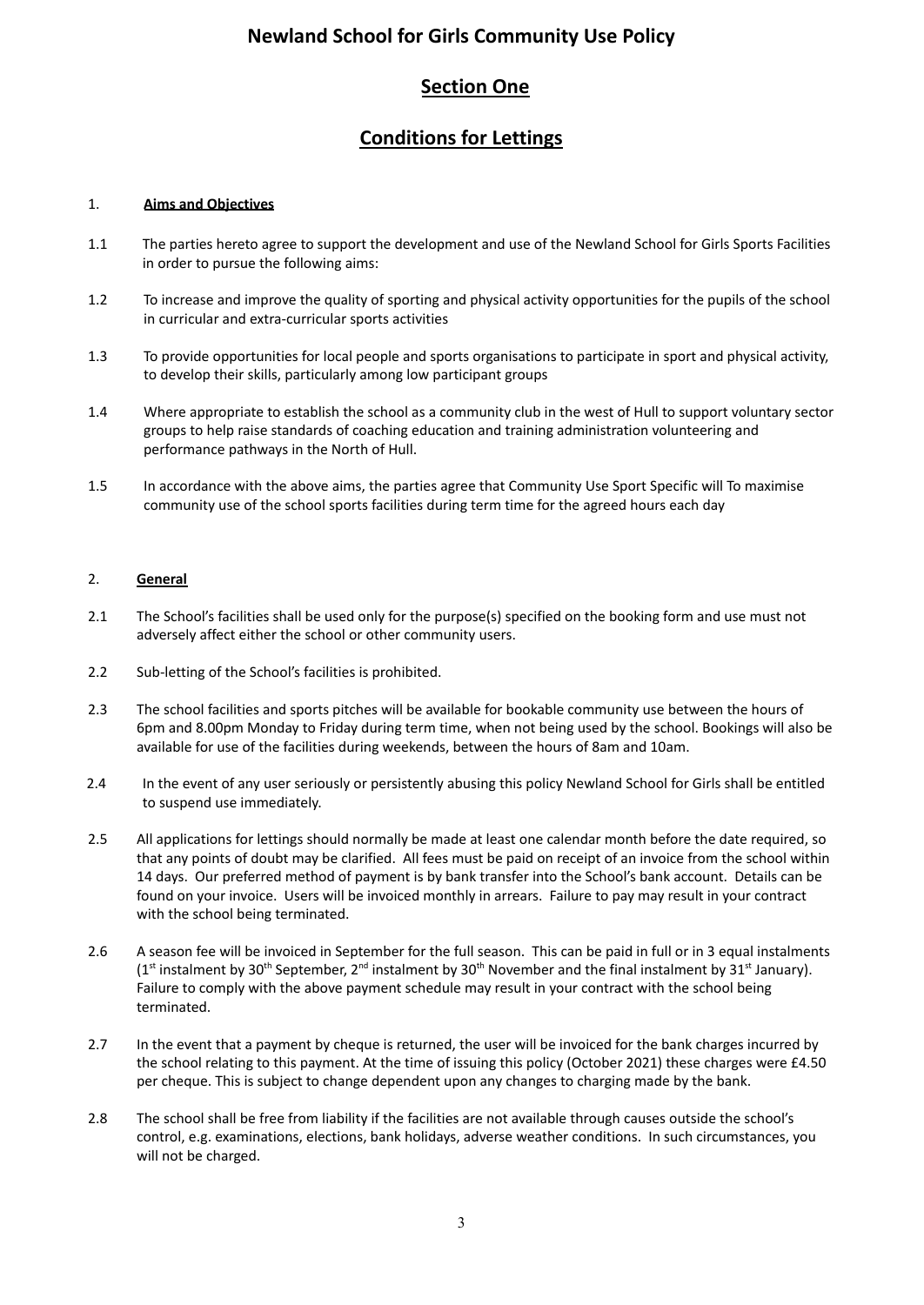# Newland School for Girls Community Use Policy

## Section One

## Conditions for Lettings

### 1. Aims and Objectives

1.1 The parties hereto agree to support the development and use of the Newland School for Girls Sports Facilities in order to pursue the following aims:

1.2 To increase and improve the quality of sporting and physical activity opportunities for the pupils of the school in curricular and extra-curricular sports activities

1.3 To provide opportunities for local people and sports organisations to participate in sport and physical activity, to develop their skills, particularly among low participant groups

1.4 Where appropriate to establish the school as a community club in the west of Hull to support voluntary sector groups to help raise standards of coaching education and training administration volunteering and performance pathways in the North of Hull.

1.5 In accordance with the above aims, the parties agree that Community Use Sport Specific will To maximise community use of the school sports facilities during term time for the agreed hours each day

### 2. General

2.1 The School's facilities shall be used only for the purpose(s) specified on the booking form and use must not adversely affect either the school or other community users.

2.2 Sub-letting of the School's facilities is prohibited.

2.3 The school facilities and sports pitches will be available for bookable community use between the hours of 6pm and 8.00pm Monday to Friday during term time, when not being used by the school. Bookings will also be available for use of the facilities during weekends, between the hours of 8am and 10am.

2.4 In the event of any user seriously or persistently abusing this policy Newland School for Girls shall be entitled to suspend use immediately.

2.5 All applications for lettings should normally be made at least one calendar month before the date required, so that any points of doubt may be clarified. All fees must be paid on receipt of an invoice from the school within 14 days. Our preferred method of payment is by bank transfer into the School's bank account. Details can be found on your invoice. Users will be invoiced monthly in arrears. Failure to pay may result in your contract with the school being terminated.

2.6 A season fee will be invoiced in September for the full season. This can be paid in full or in 3 equal instalments (1st instalment by 30th September, 2nd instalment by 30th November and the final instalment by 31st January). Failure to comply with the above payment schedule may result in your contract with the school being terminated.

2.7 In the event that a payment by cheque is returned, the user will be invoiced for the bank charges incurred by the school relating to this payment. At the time of issuing this policy (October 2021) these charges were £4.50 per cheque. This is subject to change dependent upon any changes to charging made by the bank.

2.8 The school shall be free from liability if the facilities are not available through causes outside the school's control, e.g. examinations, elections, bank holidays, adverse weather conditions. In such circumstances, you will not be charged.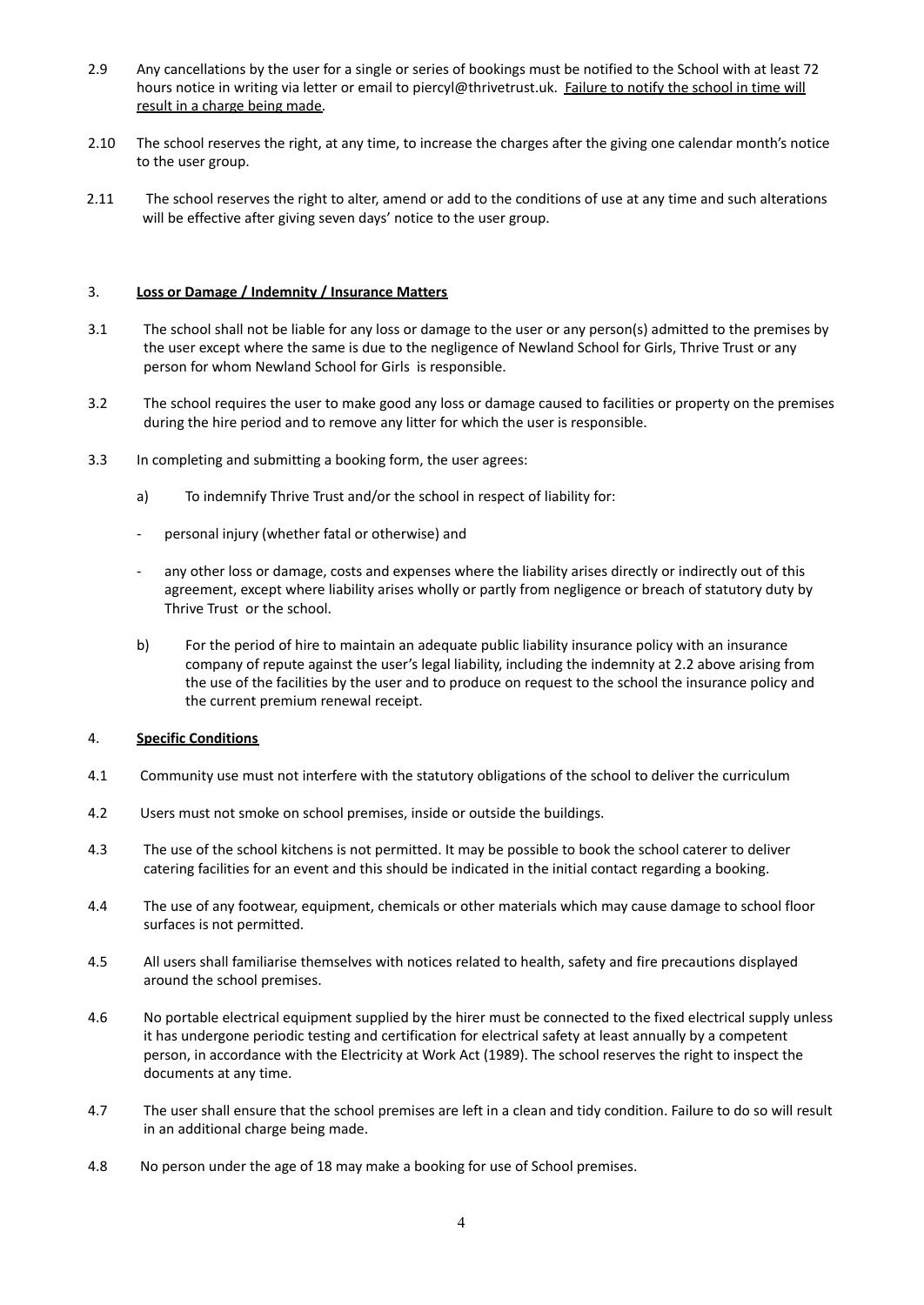2.9 Any cancellations by the user for a single or series of bookings must be notified to the School with at least 72 hours notice in writing via letter or email to piercyl@thrivetrust.uk. <u>Failure to notify the school in time will result in a charge being made</u>.

2.10 The school reserves the right, at any time, to increase the charges after the giving one calendar month's notice to the user group.

2.11 The school reserves the right to alter, amend or add to the conditions of use at any time and such alterations will be effective after giving seven days' notice to the user group.

3. **<u>Loss or Damage / Indemnity / Insurance Matters</u>**

3.1 The school shall not be liable for any loss or damage to the user or any person(s) admitted to the premises by the user except where the same is due to the negligence of Newland School for Girls, Thrive Trust or any person for whom Newland School for Girls is responsible.

3.2 The school requires the user to make good any loss or damage caused to facilities or property on the premises during the hire period and to remove any litter for which the user is responsible.

3.3 In completing and submitting a booking form, the user agrees:

a) To indemnify Thrive Trust and/or the school in respect of liability for:

- personal injury (whether fatal or otherwise) and
- any other loss or damage, costs and expenses where the liability arises directly or indirectly out of this agreement, except where liability arises wholly or partly from negligence or breach of statutory duty by Thrive Trust or the school.

b) For the period of hire to maintain an adequate public liability insurance policy with an insurance company of repute against the user's legal liability, including the indemnity at 2.2 above arising from the use of the facilities by the user and to produce on request to the school the insurance policy and the current premium renewal receipt.

4. **<u>Specific Conditions</u>**

4.1 Community use must not interfere with the statutory obligations of the school to deliver the curriculum

4.2 Users must not smoke on school premises, inside or outside the buildings.

4.3 The use of the school kitchens is not permitted. It may be possible to book the school caterer to deliver catering facilities for an event and this should be indicated in the initial contact regarding a booking.

4.4 The use of any footwear, equipment, chemicals or other materials which may cause damage to school floor surfaces is not permitted.

4.5 All users shall familiarise themselves with notices related to health, safety and fire precautions displayed around the school premises.

4.6 No portable electrical equipment supplied by the hirer must be connected to the fixed electrical supply unless it has undergone periodic testing and certification for electrical safety at least annually by a competent person, in accordance with the Electricity at Work Act (1989). The school reserves the right to inspect the documents at any time.

4.7 The user shall ensure that the school premises are left in a clean and tidy condition. Failure to do so will result in an additional charge being made.

4.8 No person under the age of 18 may make a booking for use of School premises.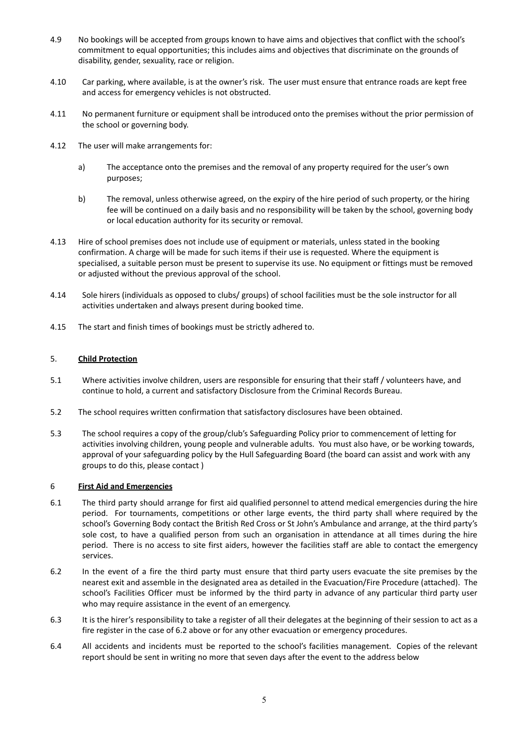4.9 No bookings will be accepted from groups known to have aims and objectives that conflict with the school's commitment to equal opportunities; this includes aims and objectives that discriminate on the grounds of disability, gender, sexuality, race or religion.

4.10 Car parking, where available, is at the owner's risk. The user must ensure that entrance roads are kept free and access for emergency vehicles is not obstructed.

4.11 No permanent furniture or equipment shall be introduced onto the premises without the prior permission of the school or governing body.

4.12 The user will make arrangements for:

a) The acceptance onto the premises and the removal of any property required for the user's own purposes;

b) The removal, unless otherwise agreed, on the expiry of the hire period of such property, or the hiring fee will be continued on a daily basis and no responsibility will be taken by the school, governing body or local education authority for its security or removal.

4.13 Hire of school premises does not include use of equipment or materials, unless stated in the booking confirmation. A charge will be made for such items if their use is requested. Where the equipment is specialised, a suitable person must be present to supervise its use. No equipment or fittings must be removed or adjusted without the previous approval of the school.

4.14 Sole hirers (individuals as opposed to clubs/ groups) of school facilities must be the sole instructor for all activities undertaken and always present during booked time.

4.15 The start and finish times of bookings must be strictly adhered to.

## 5. **Child Protection**

5.1 Where activities involve children, users are responsible for ensuring that their staff / volunteers have, and continue to hold, a current and satisfactory Disclosure from the Criminal Records Bureau.

5.2 The school requires written confirmation that satisfactory disclosures have been obtained.

5.3 The school requires a copy of the group/club's Safeguarding Policy prior to commencement of letting for activities involving children, young people and vulnerable adults. You must also have, or be working towards, approval of your safeguarding policy by the Hull Safeguarding Board (the board can assist and work with any groups to do this, please contact )

## 6 **First Aid and Emergencies**

6.1 The third party should arrange for first aid qualified personnel to attend medical emergencies during the hire period. For tournaments, competitions or other large events, the third party shall where required by the school's Governing Body contact the British Red Cross or St John's Ambulance and arrange, at the third party's sole cost, to have a qualified person from such an organisation in attendance at all times during the hire period. There is no access to site first aiders, however the facilities staff are able to contact the emergency services.

6.2 In the event of a fire the third party must ensure that third party users evacuate the site premises by the nearest exit and assemble in the designated area as detailed in the Evacuation/Fire Procedure (attached). The school's Facilities Officer must be informed by the third party in advance of any particular third party user who may require assistance in the event of an emergency.

6.3 It is the hirer's responsibility to take a register of all their delegates at the beginning of their session to act as a fire register in the case of 6.2 above or for any other evacuation or emergency procedures.

6.4 All accidents and incidents must be reported to the school's facilities management. Copies of the relevant report should be sent in writing no more that seven days after the event to the address below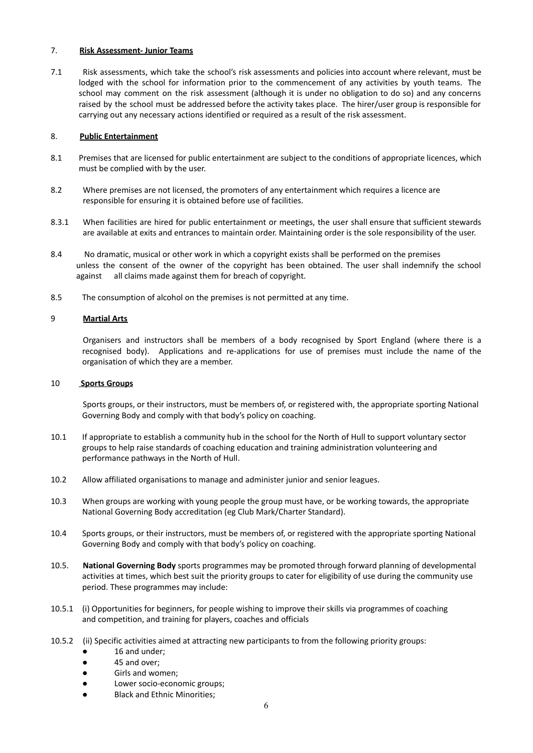7. **Risk Assessment- Junior Teams**

7.1 Risk assessments, which take the school's risk assessments and policies into account where relevant, must be lodged with the school for information prior to the commencement of any activities by youth teams. The school may comment on the risk assessment (although it is under no obligation to do so) and any concerns raised by the school must be addressed before the activity takes place. The hirer/user group is responsible for carrying out any necessary actions identified or required as a result of the risk assessment.

8. **Public Entertainment**

8.1 Premises that are licensed for public entertainment are subject to the conditions of appropriate licences, which must be complied with by the user.

8.2 Where premises are not licensed, the promoters of any entertainment which requires a licence are responsible for ensuring it is obtained before use of facilities.

8.3.1 When facilities are hired for public entertainment or meetings, the user shall ensure that sufficient stewards are available at exits and entrances to maintain order. Maintaining order is the sole responsibility of the user.

8.4 No dramatic, musical or other work in which a copyright exists shall be performed on the premises unless the consent of the owner of the copyright has been obtained. The user shall indemnify the school against all claims made against them for breach of copyright.

8.5 The consumption of alcohol on the premises is not permitted at any time.

9 **Martial Arts**

Organisers and instructors shall be members of a body recognised by Sport England (where there is a recognised body). Applications and re-applications for use of premises must include the name of the organisation of which they are a member.

10 **Sports Groups**

Sports groups, or their instructors, must be members of, or registered with, the appropriate sporting National Governing Body and comply with that body's policy on coaching.

10.1 If appropriate to establish a community hub in the school for the North of Hull to support voluntary sector groups to help raise standards of coaching education and training administration volunteering and performance pathways in the North of Hull.

10.2 Allow affiliated organisations to manage and administer junior and senior leagues.

10.3 When groups are working with young people the group must have, or be working towards, the appropriate National Governing Body accreditation (eg Club Mark/Charter Standard).

10.4 Sports groups, or their instructors, must be members of, or registered with the appropriate sporting National Governing Body and comply with that body's policy on coaching.

10.5. **National Governing Body** sports programmes may be promoted through forward planning of developmental activities at times, which best suit the priority groups to cater for eligibility of use during the community use period. These programmes may include:

10.5.1 (i) Opportunities for beginners, for people wishing to improve their skills via programmes of coaching and competition, and training for players, coaches and officials

10.5.2 (ii) Specific activities aimed at attracting new participants to from the following priority groups:

- 16 and under;
- 45 and over;
- Girls and women;
- Lower socio-economic groups;
- Black and Ethnic Minorities;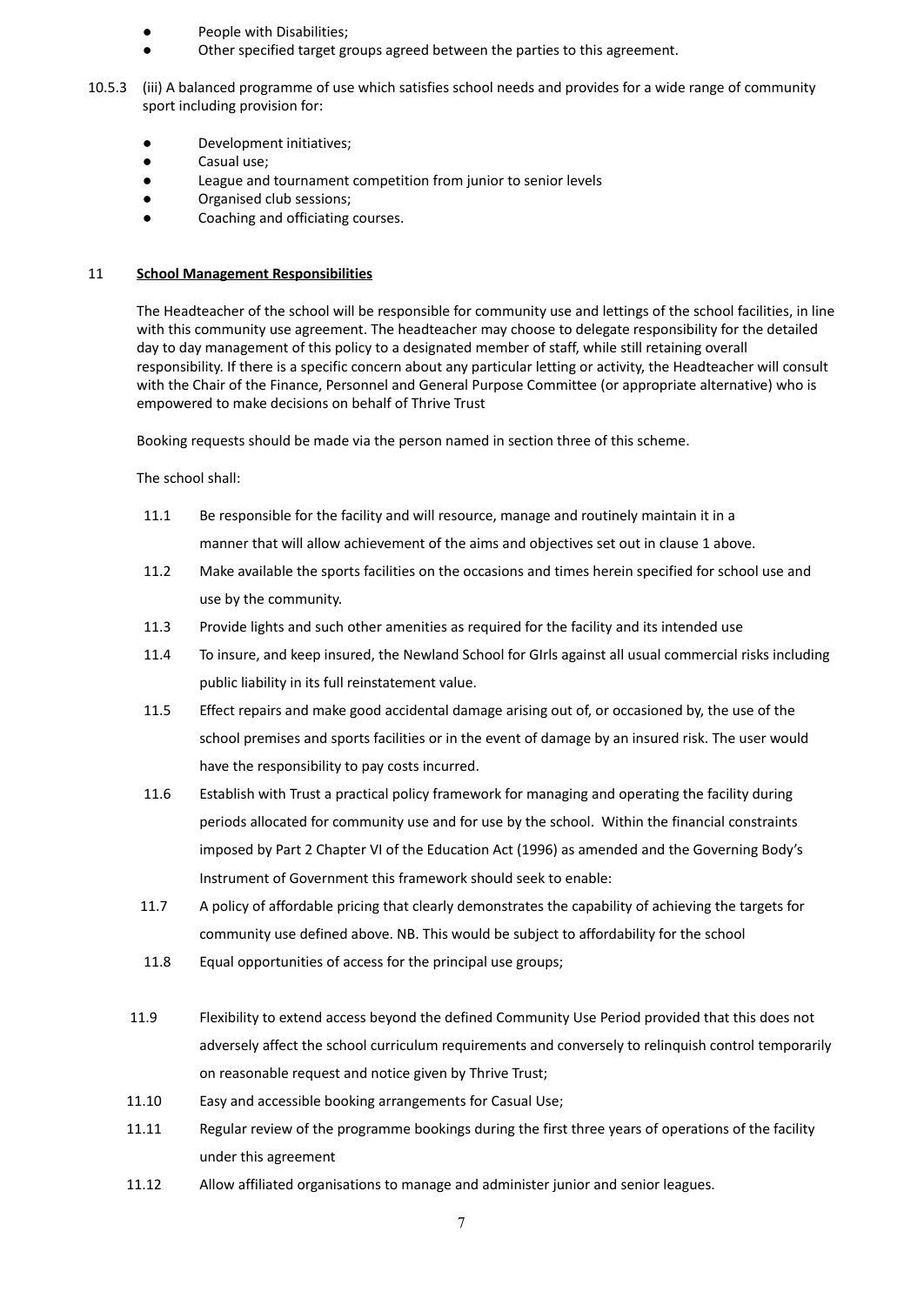- People with Disabilities;
- Other specified target groups agreed between the parties to this agreement.

10.5.3 (iii) A balanced programme of use which satisfies school needs and provides for a wide range of community sport including provision for:

- Development initiatives;
- Casual use;
- League and tournament competition from junior to senior levels
- Organised club sessions;
- Coaching and officiating courses.

## 11 **School Management Responsibilities**

The Headteacher of the school will be responsible for community use and lettings of the school facilities, in line with this community use agreement. The headteacher may choose to delegate responsibility for the detailed day to day management of this policy to a designated member of staff, while still retaining overall responsibility. If there is a specific concern about any particular letting or activity, the Headteacher will consult with the Chair of the Finance, Personnel and General Purpose Committee (or appropriate alternative) who is empowered to make decisions on behalf of Thrive Trust

Booking requests should be made via the person named in section three of this scheme.

The school shall:

11.1 Be responsible for the facility and will resource, manage and routinely maintain it in a manner that will allow achievement of the aims and objectives set out in clause 1 above.

11.2 Make available the sports facilities on the occasions and times herein specified for school use and use by the community.

11.3 Provide lights and such other amenities as required for the facility and its intended use

11.4 To insure, and keep insured, the Newland School for GIrls against all usual commercial risks including public liability in its full reinstatement value.

11.5 Effect repairs and make good accidental damage arising out of, or occasioned by, the use of the school premises and sports facilities or in the event of damage by an insured risk. The user would have the responsibility to pay costs incurred.

11.6 Establish with Trust a practical policy framework for managing and operating the facility during periods allocated for community use and for use by the school. Within the financial constraints imposed by Part 2 Chapter VI of the Education Act (1996) as amended and the Governing Body's Instrument of Government this framework should seek to enable:

11.7 A policy of affordable pricing that clearly demonstrates the capability of achieving the targets for community use defined above. NB. This would be subject to affordability for the school

11.8 Equal opportunities of access for the principal use groups;

11.9 Flexibility to extend access beyond the defined Community Use Period provided that this does not adversely affect the school curriculum requirements and conversely to relinquish control temporarily on reasonable request and notice given by Thrive Trust;

11.10 Easy and accessible booking arrangements for Casual Use;

11.11 Regular review of the programme bookings during the first three years of operations of the facility under this agreement

11.12 Allow affiliated organisations to manage and administer junior and senior leagues.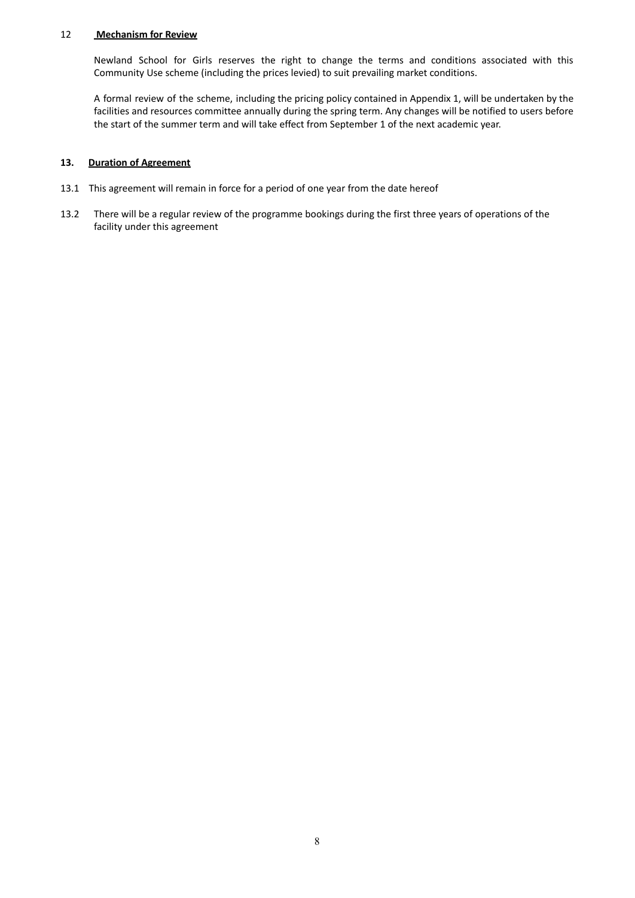## 12 **Mechanism for Review**

Newland School for Girls reserves the right to change the terms and conditions associated with this Community Use scheme (including the prices levied) to suit prevailing market conditions.

A formal review of the scheme, including the pricing policy contained in Appendix 1, will be undertaken by the facilities and resources committee annually during the spring term. Any changes will be notified to users before the start of the summer term and will take effect from September 1 of the next academic year.

## **13. Duration of Agreement**

13.1 This agreement will remain in force for a period of one year from the date hereof

13.2 There will be a regular review of the programme bookings during the first three years of operations of the facility under this agreement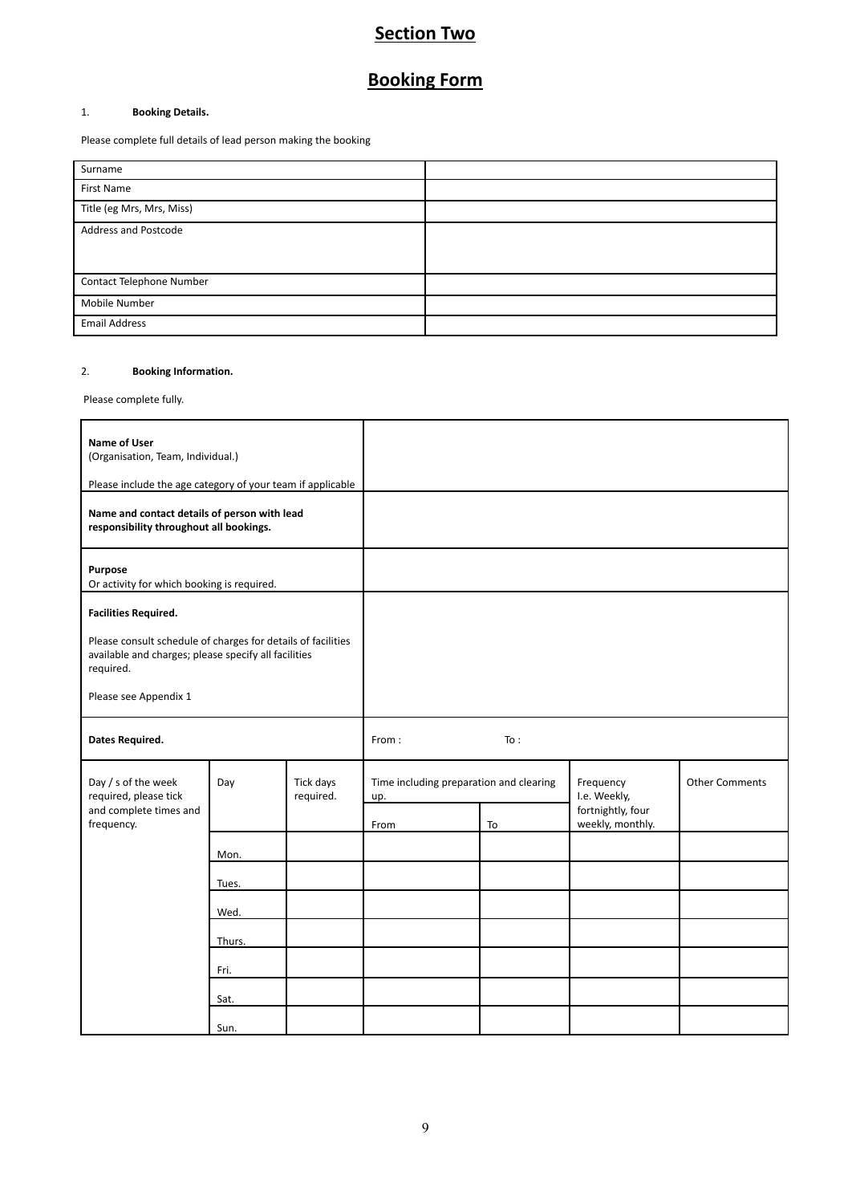# Section Two

## Booking Form

1. **Booking Details.**

Please complete full details of lead person making the booking

| | |
|---|---|
| Surname | |
| First Name | |
| Title (eg Mrs, Mrs, Miss) | |
| Address and Postcode | |
| Contact Telephone Number | |
| Mobile Number | |
| Email Address | |

2. **Booking Information.**

Please complete fully.

| | |
|---|---|
| **Name of User**<br>(Organisation, Team, Individual.)<br><br>Please include the age category of your team if applicable | |
| **Name and contact details of person with lead responsibility throughout all bookings.** | |
| **Purpose**<br>Or activity for which booking is required. | |
| **Facilities Required.**<br><br>Please consult schedule of charges for details of facilities available and charges; please specify all facilities required.<br><br>Please see Appendix 1 | |
| **Dates Required.** | From : To : |

| Day / s of the week required, please tick and complete times and frequency. | Day | Tick days required. | Time including preparation and clearing up. | | Frequency I.e. Weekly, fortnightly, four weekly, monthly. | Other Comments |
|---|---|---|---|---|---|---|
| | | | From | To | | |
| | Mon. | | | | | |
| | Tues. | | | | | |
| | Wed. | | | | | |
| | Thurs. | | | | | |
| | Fri. | | | | | |
| | Sat. | | | | | |
| | Sun. | | | | | |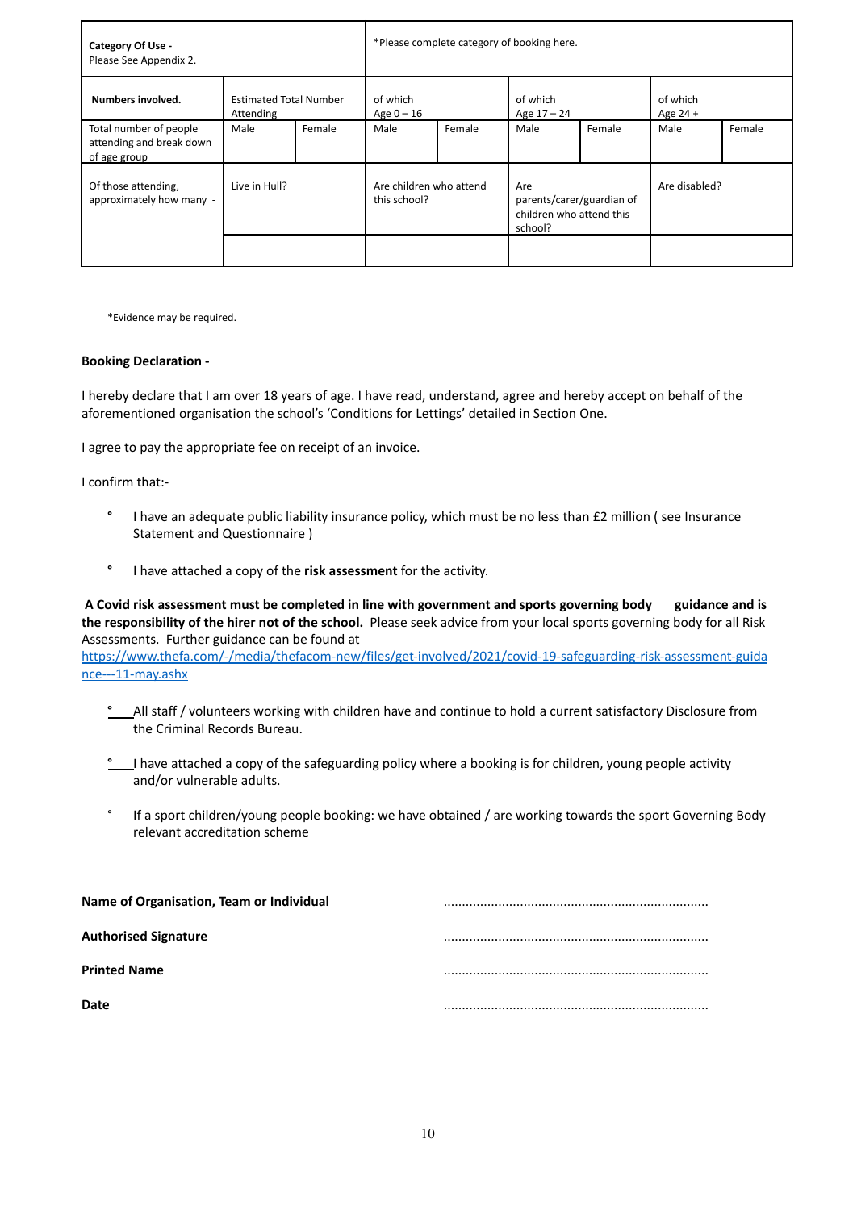| **Category Of Use -** Please See Appendix 2. | | | *Please complete category of booking here. | | | | | |
|---|---|---|---|---|---|---|---|---|
| **Numbers involved.** | Estimated Total Number Attending | | of which Age 0 – 16 | | of which Age 17 – 24 | | of which Age 24 + | |
| Total number of people attending and break down of age group | Male | Female | Male | Female | Male | Female | Male | Female |
| Of those attending, approximately how many - | Live in Hull? | | Are children who attend this school? | | Are parents/carer/guardian of children who attend this school? | | Are disabled? | |
| | | | | | | | | |

*Evidence may be required.

**Booking Declaration -**

I hereby declare that I am over 18 years of age. I have read, understand, agree and hereby accept on behalf of the aforementioned organisation the school's 'Conditions for Lettings' detailed in Section One.

I agree to pay the appropriate fee on receipt of an invoice.

I confirm that:-

- I have an adequate public liability insurance policy, which must be no less than £2 million ( see Insurance Statement and Questionnaire )
- I have attached a copy of the **risk assessment** for the activity.

**A Covid risk assessment must be completed in line with government and sports governing body guidance and is the responsibility of the hirer not of the school.** Please seek advice from your local sports governing body for all Risk Assessments. Further guidance can be found at https://www.thefa.com/-/media/thefacom-new/files/get-involved/2021/covid-19-safeguarding-risk-assessment-guidance---11-may.ashx

- All staff / volunteers working with children have and continue to hold a current satisfactory Disclosure from the Criminal Records Bureau.
- I have attached a copy of the safeguarding policy where a booking is for children, young people activity and/or vulnerable adults.
- If a sport children/young people booking: we have obtained / are working towards the sport Governing Body relevant accreditation scheme

**Name of Organisation, Team or Individual** ........................................................................

**Authorised Signature** ........................................................................

**Printed Name** ........................................................................

**Date** ........................................................................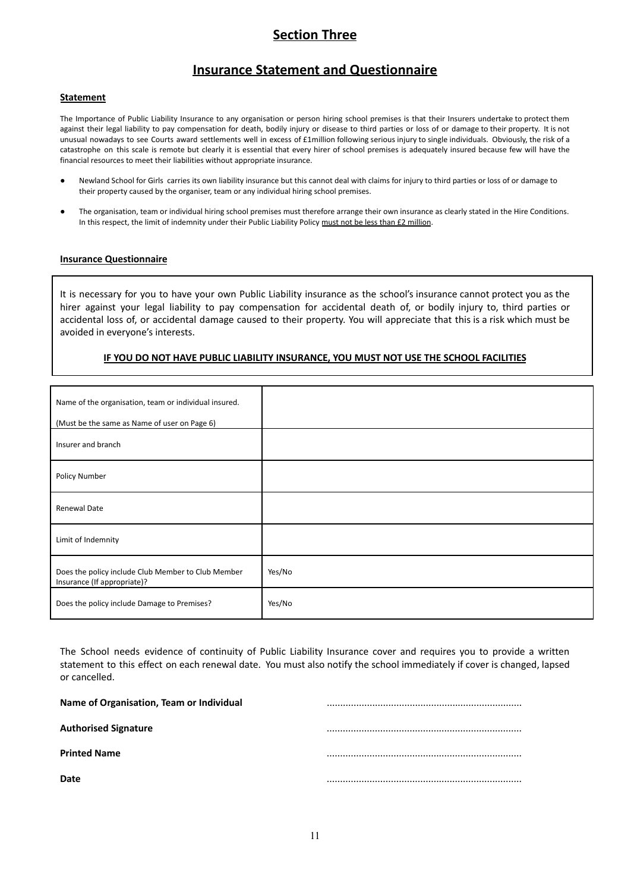## Section Three

## Insurance Statement and Questionnaire

**Statement**

The Importance of Public Liability Insurance to any organisation or person hiring school premises is that their Insurers undertake to protect them against their legal liability to pay compensation for death, bodily injury or disease to third parties or loss of or damage to their property. It is not unusual nowadays to see Courts award settlements well in excess of £1million following serious injury to single individuals. Obviously, the risk of a catastrophe on this scale is remote but clearly it is essential that every hirer of school premises is adequately insured because few will have the financial resources to meet their liabilities without appropriate insurance.

- Newland School for Girls carries its own liability insurance but this cannot deal with claims for injury to third parties or loss of or damage to their property caused by the organiser, team or any individual hiring school premises.
- The organisation, team or individual hiring school premises must therefore arrange their own insurance as clearly stated in the Hire Conditions. In this respect, the limit of indemnity under their Public Liability Policy must not be less than £2 million.

**Insurance Questionnaire**

It is necessary for you to have your own Public Liability insurance as the school's insurance cannot protect you as the hirer against your legal liability to pay compensation for accidental death of, or bodily injury to, third parties or accidental loss of, or accidental damage caused to their property. You will appreciate that this is a risk which must be avoided in everyone's interests.

**IF YOU DO NOT HAVE PUBLIC LIABILITY INSURANCE, YOU MUST NOT USE THE SCHOOL FACILITIES**

| | |
|---|---|
| Name of the organisation, team or individual insured. (Must be the same as Name of user on Page 6) | |
| Insurer and branch | |
| Policy Number | |
| Renewal Date | |
| Limit of Indemnity | |
| Does the policy include Club Member to Club Member Insurance (If appropriate)? | Yes/No |
| Does the policy include Damage to Premises? | Yes/No |

The School needs evidence of continuity of Public Liability Insurance cover and requires you to provide a written statement to this effect on each renewal date. You must also notify the school immediately if cover is changed, lapsed or cancelled.

**Name of Organisation, Team or Individual** ........................................................................

**Authorised Signature** ........................................................................

**Printed Name** ........................................................................

**Date** ........................................................................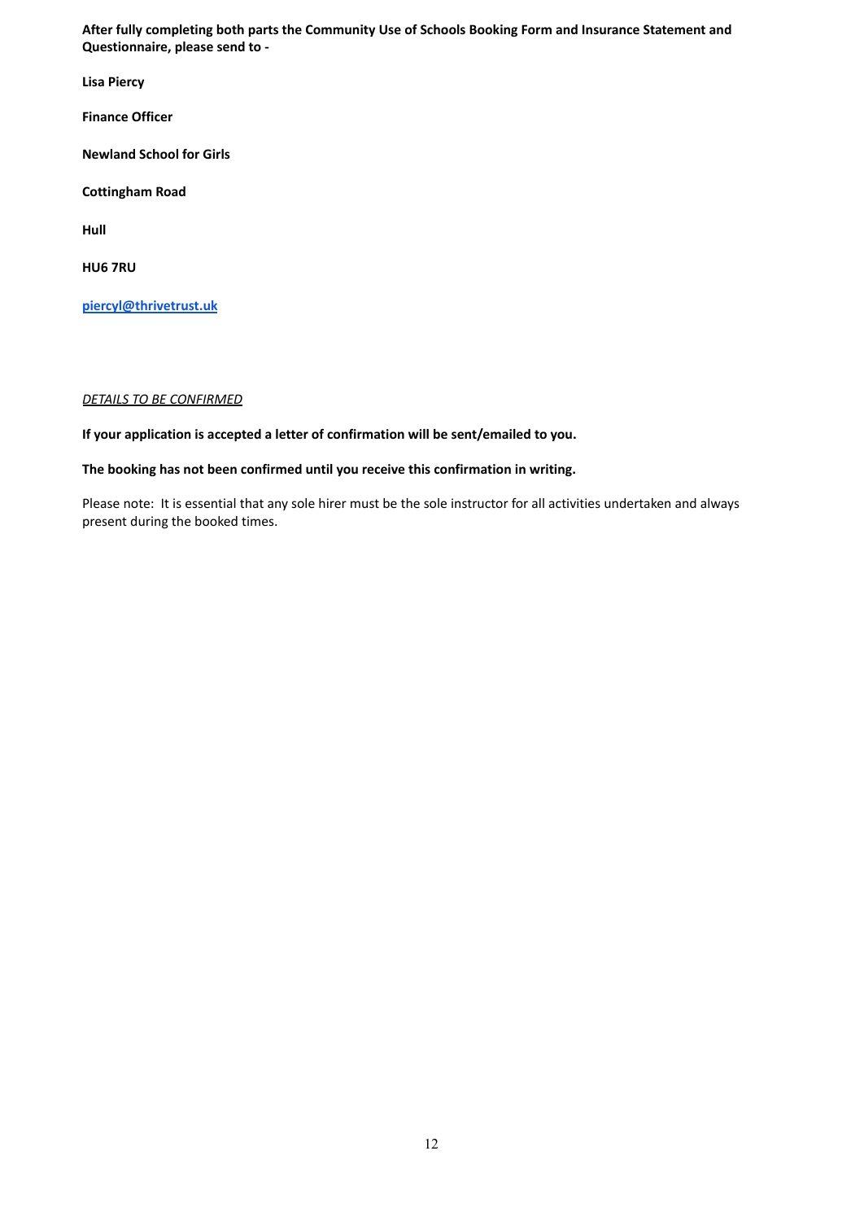**After fully completing both parts the Community Use of Schools Booking Form and Insurance Statement and Questionnaire, please send to -**

**Lisa Piercy**

**Finance Officer**

**Newland School for Girls**

**Cottingham Road**

**Hull**

**HU6 7RU**

**piercyl@thrivetrust.uk**

*DETAILS TO BE CONFIRMED*

**If your application is accepted a letter of confirmation will be sent/emailed to you.**

**The booking has not been confirmed until you receive this confirmation in writing.**

Please note: It is essential that any sole hirer must be the sole instructor for all activities undertaken and always present during the booked times.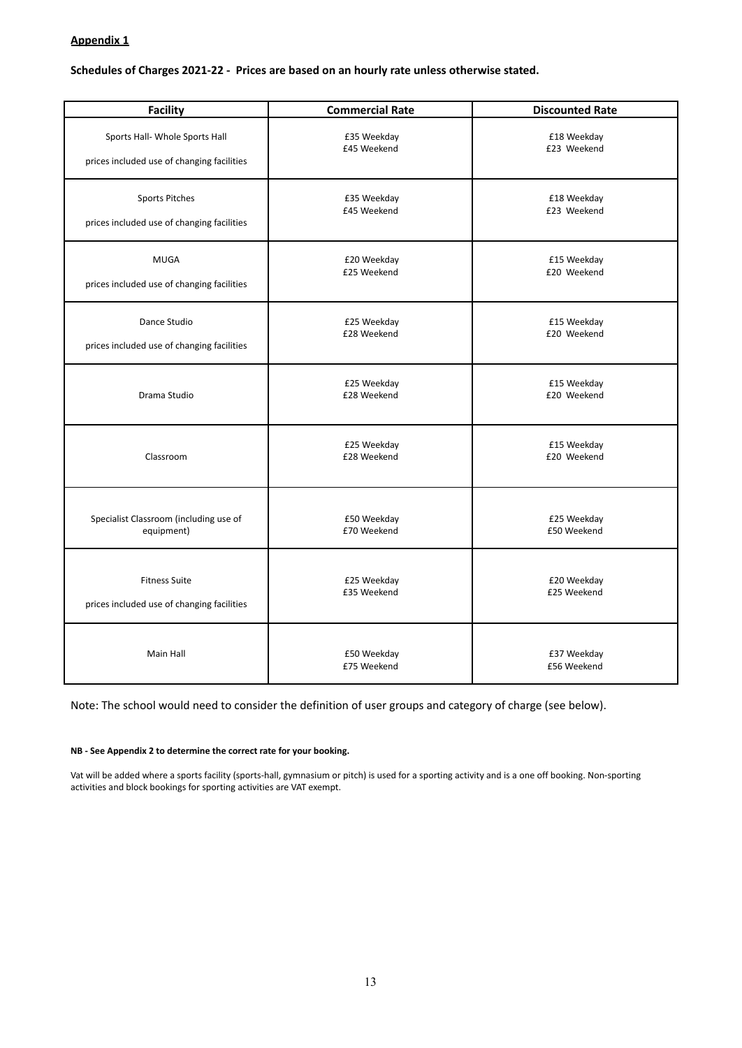**Appendix 1**

**Schedules of Charges 2021-22 - Prices are based on an hourly rate unless otherwise stated.**

| Facility | Commercial Rate | Discounted Rate |
|---|---|---|
| Sports Hall- Whole Sports Hall<br><br>prices included use of changing facilities | £35 Weekday<br>£45 Weekend | £18 Weekday<br>£23 Weekend |
| Sports Pitches<br><br>prices included use of changing facilities | £35 Weekday<br>£45 Weekend | £18 Weekday<br>£23 Weekend |
| MUGA<br><br>prices included use of changing facilities | £20 Weekday<br>£25 Weekend | £15 Weekday<br>£20 Weekend |
| Dance Studio<br><br>prices included use of changing facilities | £25 Weekday<br>£28 Weekend | £15 Weekday<br>£20 Weekend |
| Drama Studio | £25 Weekday<br>£28 Weekend | £15 Weekday<br>£20 Weekend |
| Classroom | £25 Weekday<br>£28 Weekend | £15 Weekday<br>£20 Weekend |
| Specialist Classroom (including use of equipment) | £50 Weekday<br>£70 Weekend | £25 Weekday<br>£50 Weekend |
| Fitness Suite<br><br>prices included use of changing facilities | £25 Weekday<br>£35 Weekend | £20 Weekday<br>£25 Weekend |
| Main Hall | £50 Weekday<br>£75 Weekend | £37 Weekday<br>£56 Weekend |

Note: The school would need to consider the definition of user groups and category of charge (see below).

**NB - See Appendix 2 to determine the correct rate for your booking.**

Vat will be added where a sports facility (sports-hall, gymnasium or pitch) is used for a sporting activity and is a one off booking. Non-sporting activities and block bookings for sporting activities are VAT exempt.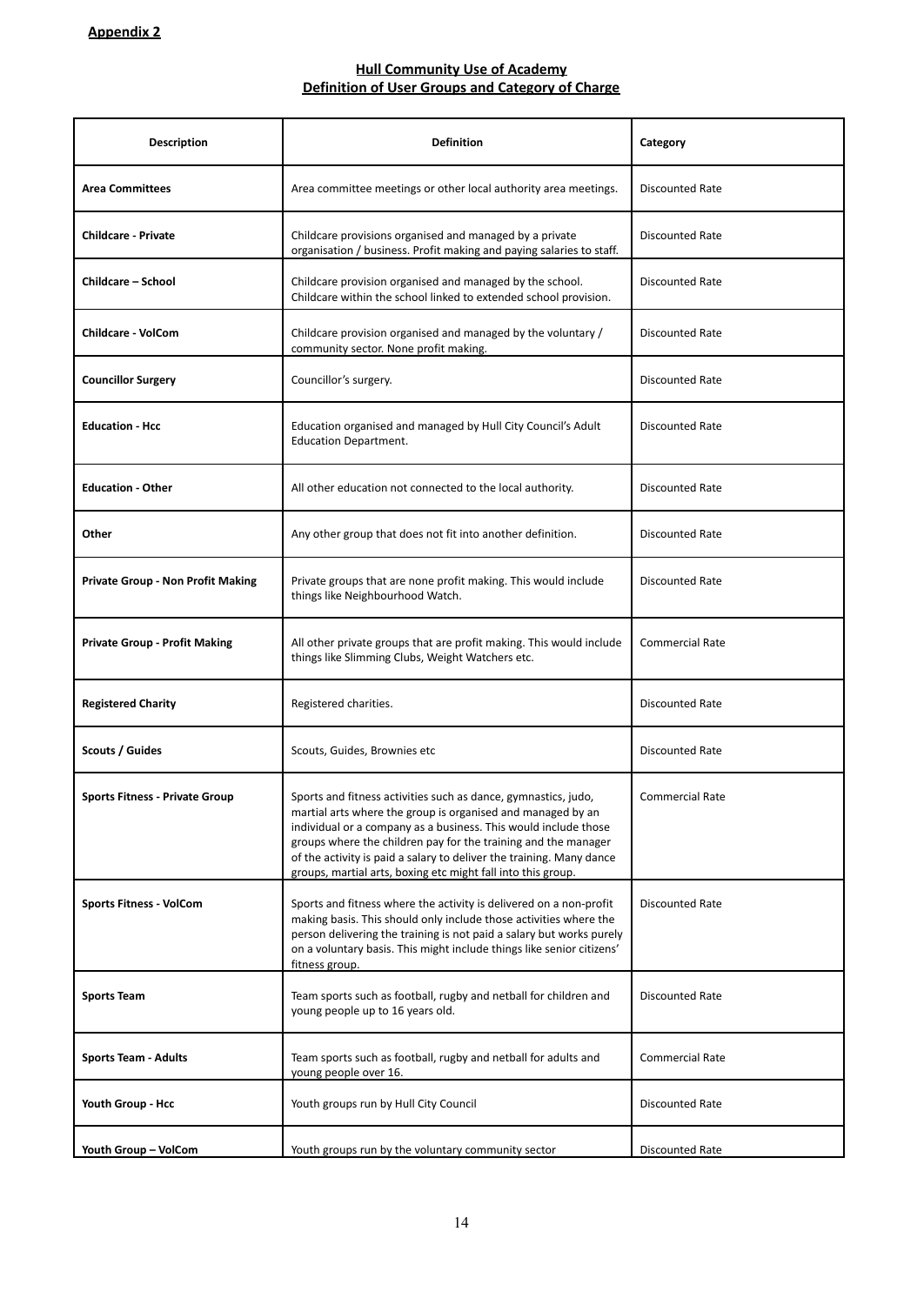**Appendix 2**

## Hull Community Use of Academy
## Definition of User Groups and Category of Charge

| Description | Definition | Category |
|---|---|---|
| **Area Committees** | Area committee meetings or other local authority area meetings. | Discounted Rate |
| **Childcare - Private** | Childcare provisions organised and managed by a private organisation / business. Profit making and paying salaries to staff. | Discounted Rate |
| **Childcare – School** | Childcare provision organised and managed by the school. Childcare within the school linked to extended school provision. | Discounted Rate |
| **Childcare - VolCom** | Childcare provision organised and managed by the voluntary / community sector. None profit making. | Discounted Rate |
| **Councillor Surgery** | Councillor's surgery. | Discounted Rate |
| **Education - Hcc** | Education organised and managed by Hull City Council's Adult Education Department. | Discounted Rate |
| **Education - Other** | All other education not connected to the local authority. | Discounted Rate |
| **Other** | Any other group that does not fit into another definition. | Discounted Rate |
| **Private Group - Non Profit Making** | Private groups that are none profit making. This would include things like Neighbourhood Watch. | Discounted Rate |
| **Private Group - Profit Making** | All other private groups that are profit making. This would include things like Slimming Clubs, Weight Watchers etc. | Commercial Rate |
| **Registered Charity** | Registered charities. | Discounted Rate |
| **Scouts / Guides** | Scouts, Guides, Brownies etc | Discounted Rate |
| **Sports Fitness - Private Group** | Sports and fitness activities such as dance, gymnastics, judo, martial arts where the group is organised and managed by an individual or a company as a business. This would include those groups where the children pay for the training and the manager of the activity is paid a salary to deliver the training. Many dance groups, martial arts, boxing etc might fall into this group. | Commercial Rate |
| **Sports Fitness - VolCom** | Sports and fitness where the activity is delivered on a non-profit making basis. This should only include those activities where the person delivering the training is not paid a salary but works purely on a voluntary basis. This might include things like senior citizens' fitness group. | Discounted Rate |
| **Sports Team** | Team sports such as football, rugby and netball for children and young people up to 16 years old. | Discounted Rate |
| **Sports Team - Adults** | Team sports such as football, rugby and netball for adults and young people over 16. | Commercial Rate |
| **Youth Group - Hcc** | Youth groups run by Hull City Council | Discounted Rate |
| **Youth Group – VolCom** | Youth groups run by the voluntary community sector | Discounted Rate |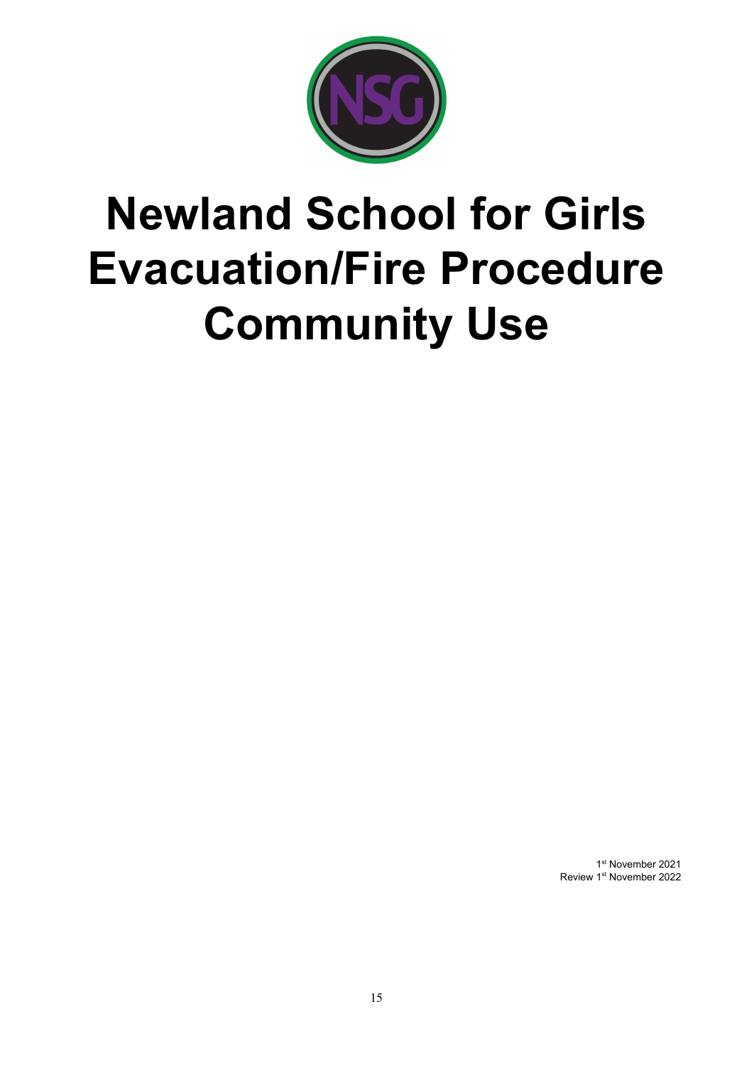# Newland School for Girls Evacuation/Fire Procedure Community Use

1st November 2021
Review 1st November 2022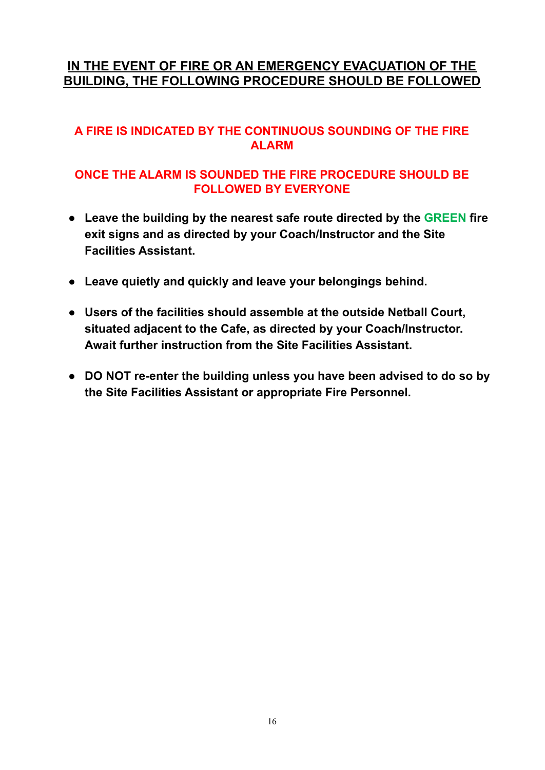## IN THE EVENT OF FIRE OR AN EMERGENCY EVACUATION OF THE BUILDING, THE FOLLOWING PROCEDURE SHOULD BE FOLLOWED

**A FIRE IS INDICATED BY THE CONTINUOUS SOUNDING OF THE FIRE ALARM**

**ONCE THE ALARM IS SOUNDED THE FIRE PROCEDURE SHOULD BE FOLLOWED BY EVERYONE**

- **Leave the building by the nearest safe route directed by the GREEN fire exit signs and as directed by your Coach/Instructor and the Site Facilities Assistant.**

- **Leave quietly and quickly and leave your belongings behind.**

- **Users of the facilities should assemble at the outside Netball Court, situated adjacent to the Cafe, as directed by your Coach/Instructor. Await further instruction from the Site Facilities Assistant.**

- **DO NOT re-enter the building unless you have been advised to do so by the Site Facilities Assistant or appropriate Fire Personnel.**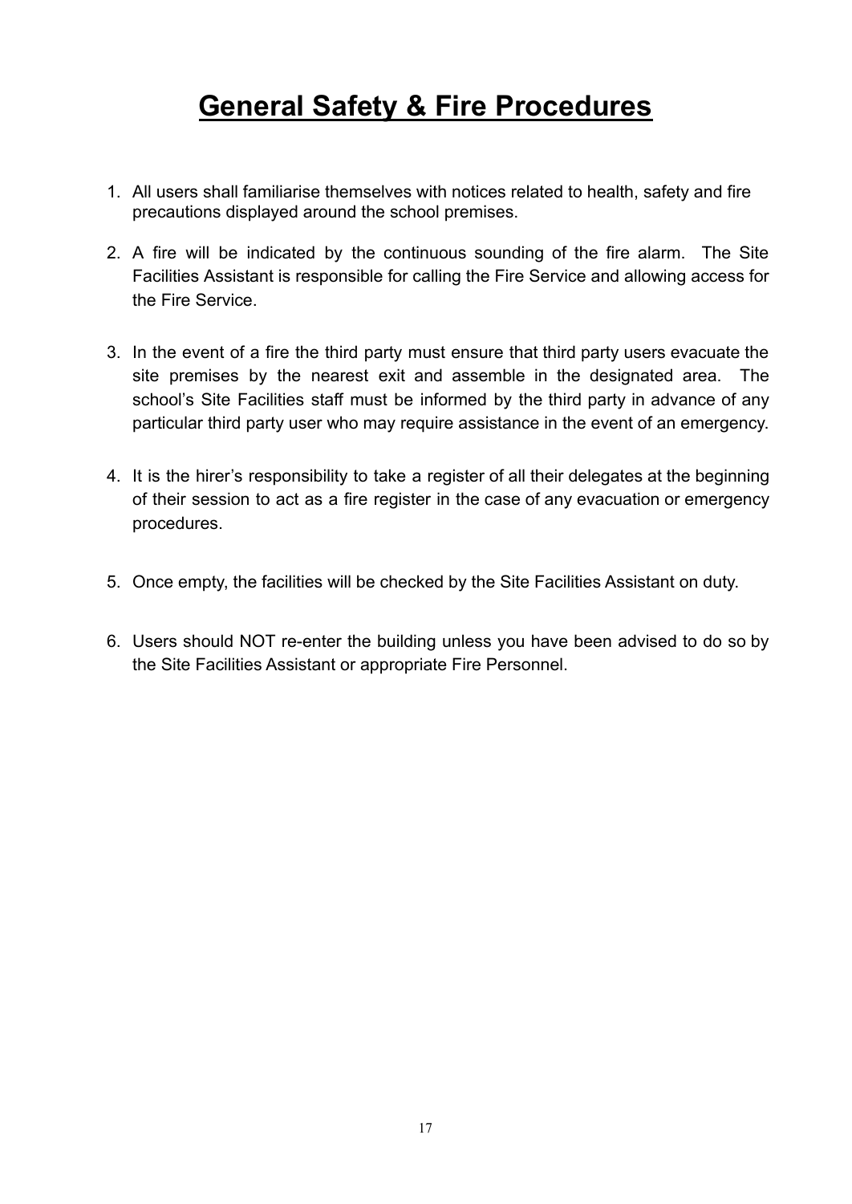# General Safety & Fire Procedures

1. All users shall familiarise themselves with notices related to health, safety and fire precautions displayed around the school premises.
2. A fire will be indicated by the continuous sounding of the fire alarm. The Site Facilities Assistant is responsible for calling the Fire Service and allowing access for the Fire Service.
3. In the event of a fire the third party must ensure that third party users evacuate the site premises by the nearest exit and assemble in the designated area. The school's Site Facilities staff must be informed by the third party in advance of any particular third party user who may require assistance in the event of an emergency.
4. It is the hirer's responsibility to take a register of all their delegates at the beginning of their session to act as a fire register in the case of any evacuation or emergency procedures.
5. Once empty, the facilities will be checked by the Site Facilities Assistant on duty.
6. Users should NOT re-enter the building unless you have been advised to do so by the Site Facilities Assistant or appropriate Fire Personnel.